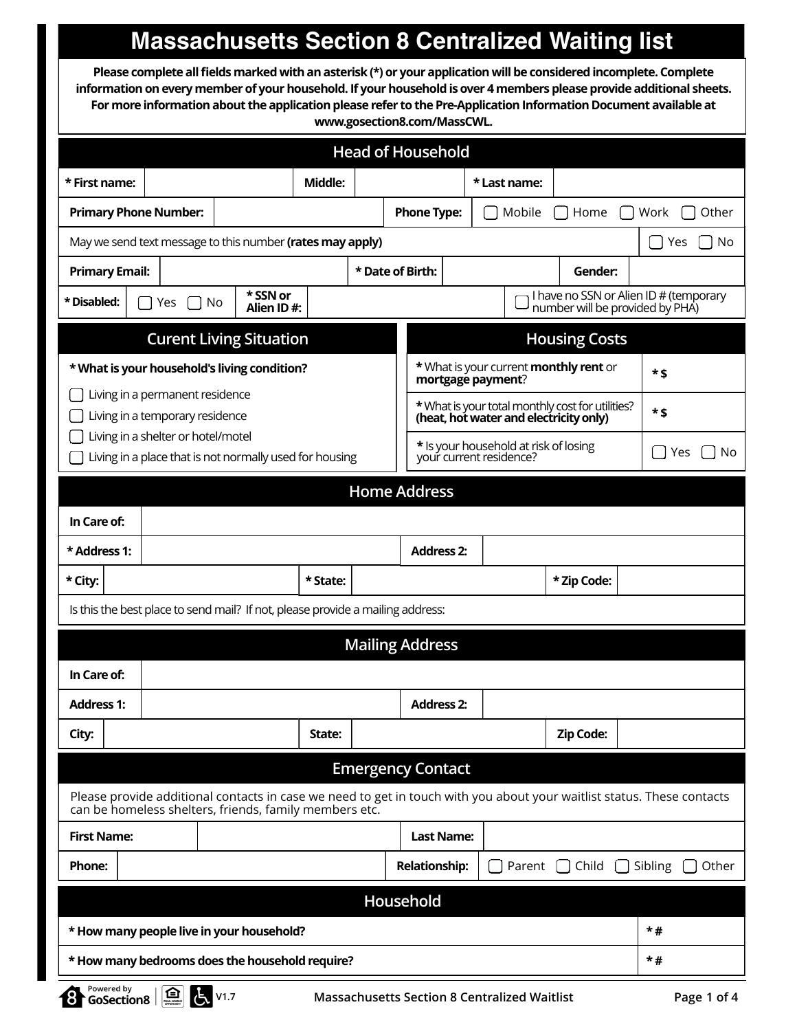# Massachusetts Section 8 Centralized Waiting list

**Please complete all fields marked with an asterisk (*) or your application will be considered incomplete. Complete information on every member of your household. If your household is over 4 members please provide additional sheets. For more information about the application please refer to the Pre-Application Information Document available at www.gosection8.com/MassCWL.**

## Head of Household

| **\* First name:** | | **Middle:** | | **\* Last name:** | |
|---|---|---|---|---|---|

| **Primary Phone Number:** | | **Phone Type:** | ☐ Mobile ☐ Home ☐ Work ☐ Other |
|---|---|---|---|

| May we send text message to this number **(rates may apply)** | ☐ Yes ☐ No |
|---|---|

| **Primary Email:** | | **\* Date of Birth:** | | **Gender:** | |
|---|---|---|---|---|---|

| **\* Disabled:** | ☐ Yes ☐ No | **\* SSN or Alien ID #:** | | ☐ I have no SSN or Alien ID # (temporary number will be provided by PHA) |
|---|---|---|---|---|

## Curent Living Situation

**\* What is your household's living condition?**

- ☐ Living in a permanent residence
- ☐ Living in a temporary residence
- ☐ Living in a shelter or hotel/motel
- ☐ Living in a place that is not normally used for housing

## Housing Costs

| | |
|---|---|
| **\*** What is your current **monthly rent** or **mortgage payment**? | **\* $** |
| **\*** What is your total monthly cost for utilities? **(heat, hot water and electricity only)** | **\* $** |
| **\*** Is your household at risk of losing your current residence? | ☐ Yes ☐ No |

## Home Address

| **In Care of:** | | | |
|---|---|---|---|
| **\* Address 1:** | | **Address 2:** | |

| **\* City:** | | **\* State:** | | **\* Zip Code:** | |
|---|---|---|---|---|---|

Is this the best place to send mail? If not, please provide a mailing address:

## Mailing Address

| **In Care of:** | | | |
|---|---|---|---|
| **Address 1:** | | **Address 2:** | |

| **City:** | | **State:** | | **Zip Code:** | |
|---|---|---|---|---|---|

## Emergency Contact

Please provide additional contacts in case we need to get in touch with you about your waitlist status. These contacts can be homeless shelters, friends, family members etc.

| **First Name:** | | **Last Name:** | |
|---|---|---|---|
| **Phone:** | | **Relationship:** | ☐ Parent ☐ Child ☐ Sibling ☐ Other |

## Household

| | |
|---|---|
| **\* How many people live in your household?** | **\* #** |
| **\* How many bedrooms does the household require?** | **\* #** |

Powered by GoSection8 V1.7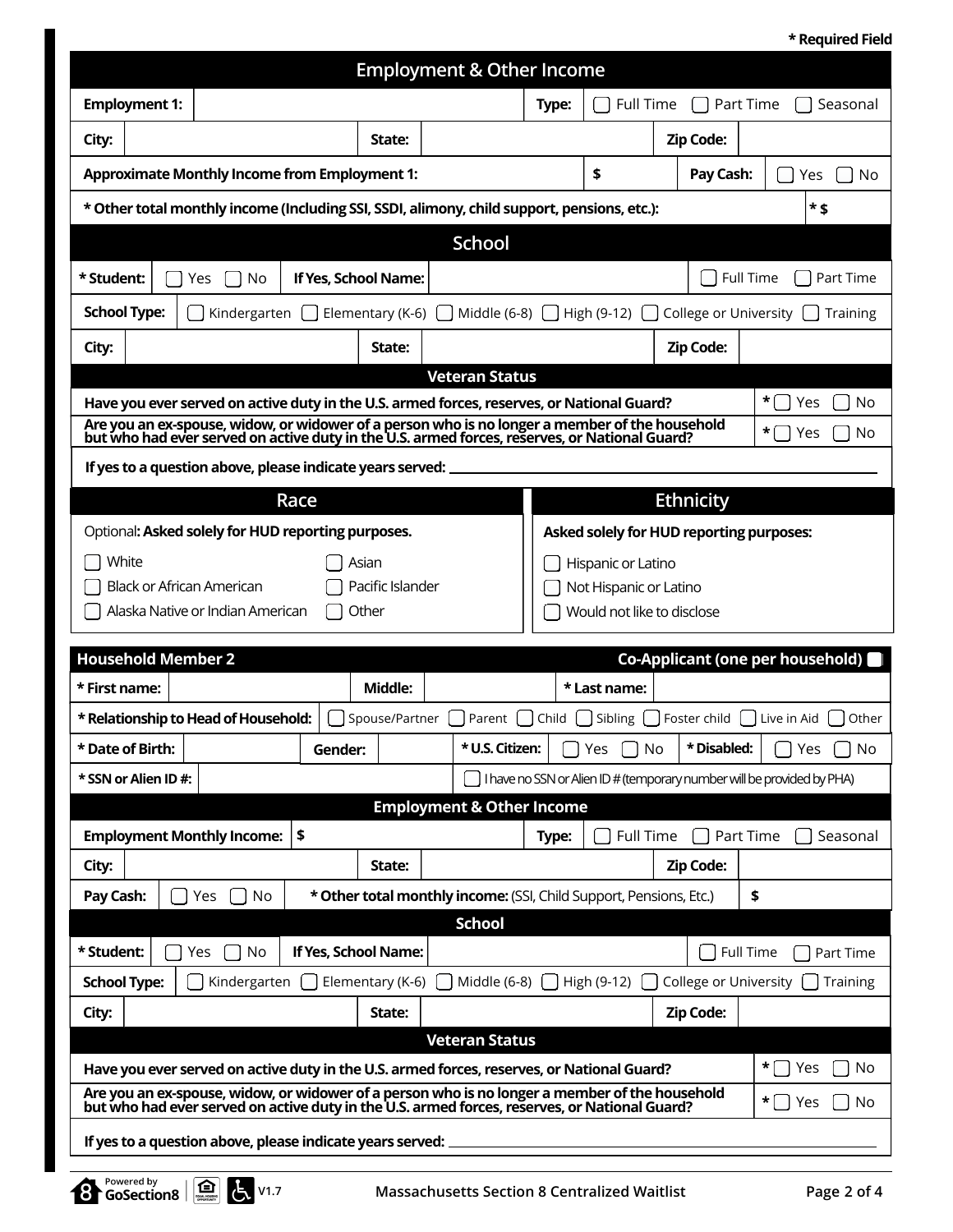**\* Required Field**

## Employment & Other Income

| | | | |
|---|---|---|---|
| **Employment 1:** | | **Type:** | ☐ Full Time ☐ Part Time ☐ Seasonal |
| **City:** | **State:** | **Zip Code:** | |
| **Approximate Monthly Income from Employment 1:** | **$** | **Pay Cash:** | ☐ Yes ☐ No |
| **\* Other total monthly income (Including SSI, SSDI, alimony, child support, pensions, etc.):** | **\* $** | | |

## School

| | | | |
|---|---|---|---|
| **\* Student:** ☐ Yes ☐ No | **If Yes, School Name:** | | ☐ Full Time ☐ Part Time |
| **School Type:** | ☐ Kindergarten ☐ Elementary (K-6) ☐ Middle (6-8) ☐ High (9-12) ☐ College or University ☐ Training | | |
| **City:** | **State:** | **Zip Code:** | |

## Veteran Status

| | |
|---|---|
| **Have you ever served on active duty in the U.S. armed forces, reserves, or National Guard?** | **\*** ☐ Yes ☐ No |
| **Are you an ex-spouse, widow, or widower of a person who is no longer a member of the household but who had ever served on active duty in the U.S. armed forces, reserves, or National Guard?** | **\*** ☐ Yes ☐ No |

**If yes to a question above, please indicate years served:** ______________________

## Race

Optional**: Asked solely for HUD reporting purposes.**

- ☐ White
- ☐ Asian
- ☐ Black or African American
- ☐ Pacific Islander
- ☐ Alaska Native or Indian American
- ☐ Other

## Ethnicity

**Asked solely for HUD reporting purposes:**

- ☐ Hispanic or Latino
- ☐ Not Hispanic or Latino
- ☐ Would not like to disclose

## Household Member 2

**Co-Applicant (one per household)** ☐

| | | | | | |
|---|---|---|---|---|---|
| **\* First name:** | | **Middle:** | | **\* Last name:** | |
| **\* Relationship to Head of Household:** | ☐ Spouse/Partner ☐ Parent ☐ Child ☐ Sibling ☐ Foster child ☐ Live in Aid ☐ Other | | | | |
| **\* Date of Birth:** | | **Gender:** | | **\* U.S. Citizen:** ☐ Yes ☐ No | **\* Disabled:** ☐ Yes ☐ No |
| **\* SSN or Alien ID #:** | | ☐ I have no SSN or Alien ID # (temporary number will be provided by PHA) | | | |

### Employment & Other Income

| | | | |
|---|---|---|---|
| **Employment Monthly Income:** | **$** | **Type:** | ☐ Full Time ☐ Part Time ☐ Seasonal |
| **City:** | **State:** | **Zip Code:** | |
| **Pay Cash:** ☐ Yes ☐ No | **\* Other total monthly income:** (SSI, Child Support, Pensions, Etc.) | **$** | |

### School

| | | | |
|---|---|---|---|
| **\* Student:** ☐ Yes ☐ No | **If Yes, School Name:** | | ☐ Full Time ☐ Part Time |
| **School Type:** | ☐ Kindergarten ☐ Elementary (K-6) ☐ Middle (6-8) ☐ High (9-12) ☐ College or University ☐ Training | | |
| **City:** | **State:** | **Zip Code:** | |

### Veteran Status

| | |
|---|---|
| **Have you ever served on active duty in the U.S. armed forces, reserves, or National Guard?** | **\*** ☐ Yes ☐ No |
| **Are you an ex-spouse, widow, or widower of a person who is no longer a member of the household but who had ever served on active duty in the U.S. armed forces, reserves, or National Guard?** | **\*** ☐ Yes ☐ No |

**If yes to a question above, please indicate years served:** ______________________

Powered by GoSection8 V1.7 Massachusetts Section 8 Centralized Waitlist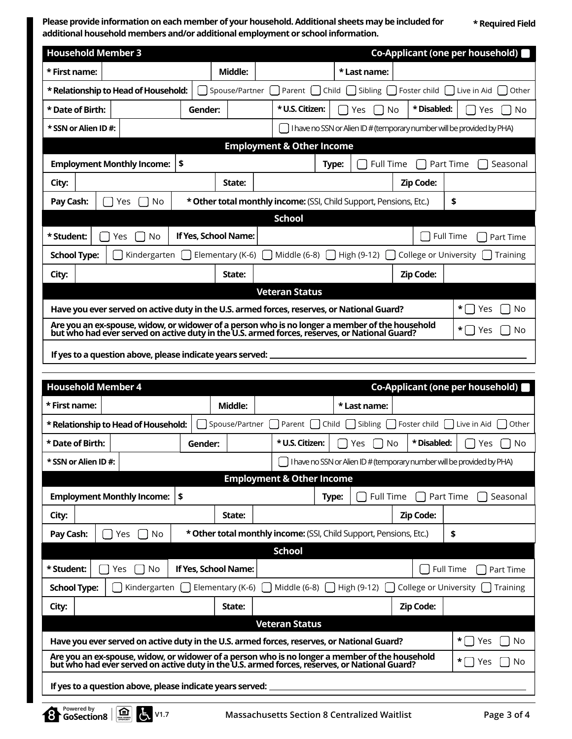**Please provide information on each member of your household. Additional sheets may be included for additional household members and/or additional employment or school information.**

**\* Required Field**

## Household Member 3

**Co-Applicant (one per household)** ☐

| **\* First name:** | | **Middle:** | | **\* Last name:** | |
|---|---|---|---|---|---|

**\* Relationship to Head of Household:** ☐ Spouse/Partner ☐ Parent ☐ Child ☐ Sibling ☐ Foster child ☐ Live in Aid ☐ Other

| **\* Date of Birth:** | | **Gender:** | | **\* U.S. Citizen:** | ☐ Yes ☐ No | **\* Disabled:** | ☐ Yes ☐ No |
|---|---|---|---|---|---|---|---|

| **\* SSN or Alien ID #:** | | ☐ I have no SSN or Alien ID # (temporary number will be provided by PHA) |
|---|---|---|

### Employment & Other Income

| **Employment Monthly Income:** | $ | **Type:** | ☐ Full Time ☐ Part Time ☐ Seasonal |
|---|---|---|---|

| **City:** | | **State:** | | **Zip Code:** | |
|---|---|---|---|---|---|

| **Pay Cash:** | ☐ Yes ☐ No | **\* Other total monthly income:** (SSI, Child Support, Pensions, Etc.) | $ |
|---|---|---|---|

### School

| **\* Student:** | ☐ Yes ☐ No | **If Yes, School Name:** | | ☐ Full Time ☐ Part Time |
|---|---|---|---|---|

**School Type:** ☐ Kindergarten ☐ Elementary (K-6) ☐ Middle (6-8) ☐ High (9-12) ☐ College or University ☐ Training

| **City:** | | **State:** | | **Zip Code:** | |
|---|---|---|---|---|---|

### Veteran Status

| | |
|---|---|
| **Have you ever served on active duty in the U.S. armed forces, reserves, or National Guard?** | \* ☐ Yes ☐ No |
| **Are you an ex-spouse, widow, or widower of a person who is no longer a member of the household but who had ever served on active duty in the U.S. armed forces, reserves, or National Guard?** | \* ☐ Yes ☐ No |

**If yes to a question above, please indicate years served:** \_\_\_\_\_\_\_\_\_\_\_\_\_\_\_\_\_\_\_\_

## Household Member 4

**Co-Applicant (one per household)** ☐

| **\* First name:** | | **Middle:** | | **\* Last name:** | |
|---|---|---|---|---|---|

**\* Relationship to Head of Household:** ☐ Spouse/Partner ☐ Parent ☐ Child ☐ Sibling ☐ Foster child ☐ Live in Aid ☐ Other

| **\* Date of Birth:** | | **Gender:** | | **\* U.S. Citizen:** | ☐ Yes ☐ No | **\* Disabled:** | ☐ Yes ☐ No |
|---|---|---|---|---|---|---|---|

| **\* SSN or Alien ID #:** | | ☐ I have no SSN or Alien ID # (temporary number will be provided by PHA) |
|---|---|---|

### Employment & Other Income

| **Employment Monthly Income:** | $ | **Type:** | ☐ Full Time ☐ Part Time ☐ Seasonal |
|---|---|---|---|

| **City:** | | **State:** | | **Zip Code:** | |
|---|---|---|---|---|---|

| **Pay Cash:** | ☐ Yes ☐ No | **\* Other total monthly income:** (SSI, Child Support, Pensions, Etc.) | $ |
|---|---|---|---|

### School

| **\* Student:** | ☐ Yes ☐ No | **If Yes, School Name:** | | ☐ Full Time ☐ Part Time |
|---|---|---|---|---|

**School Type:** ☐ Kindergarten ☐ Elementary (K-6) ☐ Middle (6-8) ☐ High (9-12) ☐ College or University ☐ Training

| **City:** | | **State:** | | **Zip Code:** | |
|---|---|---|---|---|---|

### Veteran Status

| | |
|---|---|
| **Have you ever served on active duty in the U.S. armed forces, reserves, or National Guard?** | \* ☐ Yes ☐ No |
| **Are you an ex-spouse, widow, or widower of a person who is no longer a member of the household but who had ever served on active duty in the U.S. armed forces, reserves, or National Guard?** | \* ☐ Yes ☐ No |

**If yes to a question above, please indicate years served:** \_\_\_\_\_\_\_\_\_\_\_\_\_\_\_\_\_\_\_\_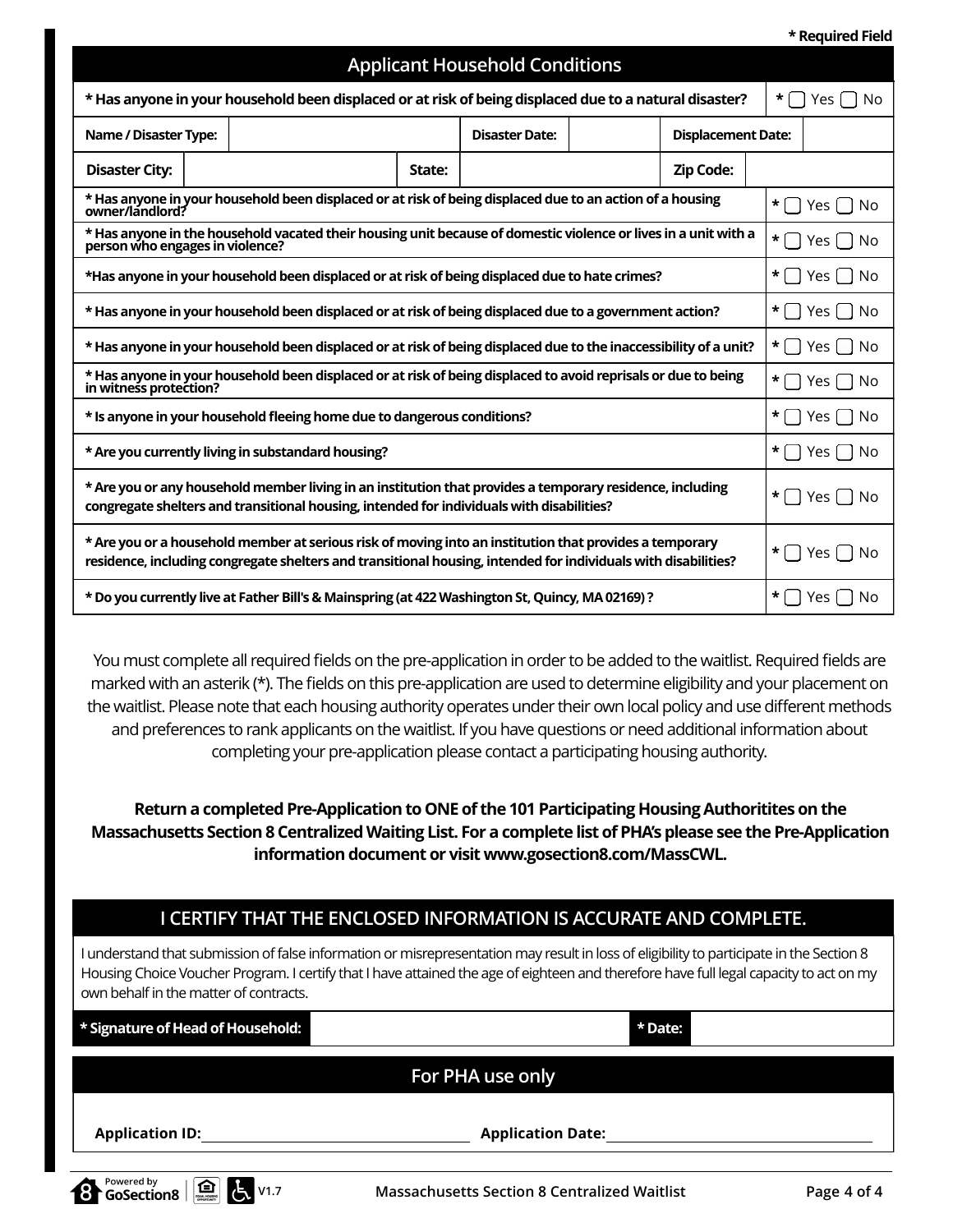* Required Field

## Applicant Household Conditions

| | |
|---|---|
| * Has anyone in your household been displaced or at risk of being displaced due to a natural disaster? | * ☐ Yes ☐ No |

| | | | | | |
|---|---|---|---|---|---|
| Name / Disaster Type: | | Disaster Date: | | Displacement Date: | |
| Disaster City: | | State: | | Zip Code: | |

| | |
|---|---|
| * Has anyone in your household been displaced or at risk of being displaced due to an action of a housing owner/landlord? | * ☐ Yes ☐ No |
| * Has anyone in the household vacated their housing unit because of domestic violence or lives in a unit with a person who engages in violence? | * ☐ Yes ☐ No |
| *Has anyone in your household been displaced or at risk of being displaced due to hate crimes? | * ☐ Yes ☐ No |
| * Has anyone in your household been displaced or at risk of being displaced due to a government action? | * ☐ Yes ☐ No |
| * Has anyone in your household been displaced or at risk of being displaced due to the inaccessibility of a unit? | * ☐ Yes ☐ No |
| * Has anyone in your household been displaced or at risk of being displaced to avoid reprisals or due to being in witness protection? | * ☐ Yes ☐ No |
| * Is anyone in your household fleeing home due to dangerous conditions? | * ☐ Yes ☐ No |
| * Are you currently living in substandard housing? | * ☐ Yes ☐ No |
| * Are you or any household member living in an institution that provides a temporary residence, including congregate shelters and transitional housing, intended for individuals with disabilities? | * ☐ Yes ☐ No |
| * Are you or a household member at serious risk of moving into an institution that provides a temporary residence, including congregate shelters and transitional housing, intended for individuals with disabilities? | * ☐ Yes ☐ No |
| * Do you currently live at Father Bill's & Mainspring (at 422 Washington St, Quincy, MA 02169) ? | * ☐ Yes ☐ No |

You must complete all required fields on the pre-application in order to be added to the waitlist. Required fields are marked with an asterik (*). The fields on this pre-application are used to determine eligibility and your placement on the waitlist. Please note that each housing authority operates under their own local policy and use different methods and preferences to rank applicants on the waitlist. If you have questions or need additional information about completing your pre-application please contact a participating housing authority.

**Return a completed Pre-Application to ONE of the 101 Participating Housing Authoritites on the Massachusetts Section 8 Centralized Waiting List. For a complete list of PHA's please see the Pre-Application information document or visit www.gosection8.com/MassCWL.**

## I CERTIFY THAT THE ENCLOSED INFORMATION IS ACCURATE AND COMPLETE.

I understand that submission of false information or misrepresentation may result in loss of eligibility to participate in the Section 8 Housing Choice Voucher Program. I certify that I have attained the age of eighteen and therefore have full legal capacity to act on my own behalf in the matter of contracts.

| | | | |
|---|---|---|---|
| * Signature of Head of Household: | | * Date: | |

## For PHA use only

Application ID: ____________________ Application Date: ____________________

Powered by GoSection8 V1.7 Massachusetts Section 8 Centralized Waitlist